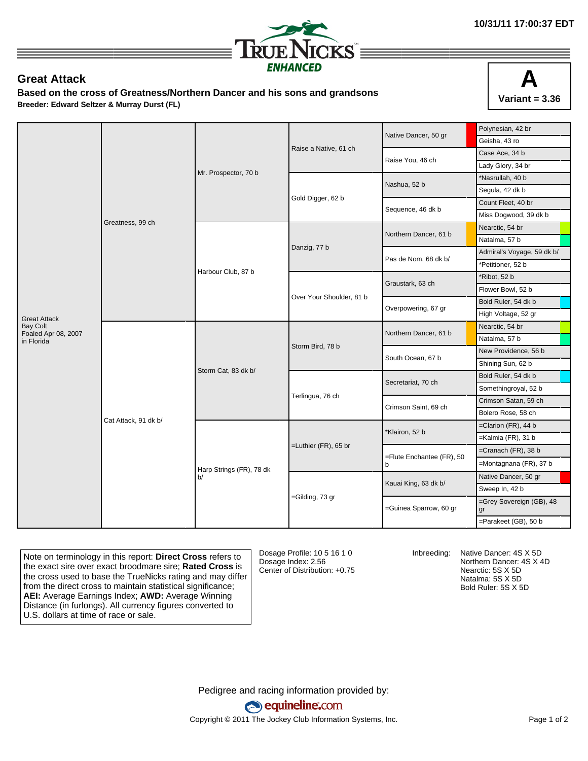10/31/11 17:00:37 EDT

TRUE NICKS ENHANCED

## Great Attack

**Based on the cross of Greatness/Northern Dancer and his sons and grandsons**

**Breeder: Edward Seltzer & Murray Durst (FL)**

**A**
**Variant = 3.36**

| | | | | | |
|---|---|---|---|---|---|
| Great Attack<br>Bay Colt<br>Foaled Apr 08, 2007<br>in Florida | Greatness, 99 ch | Mr. Prospector, 70 b | Raise a Native, 61 ch | Native Dancer, 50 gr | Polynesian, 42 br |
| | | | | | Geisha, 43 ro |
| | | | | Raise You, 46 ch | Case Ace, 34 b |
| | | | | | Lady Glory, 34 br |
| | | | Gold Digger, 62 b | Nashua, 52 b | *Nasrullah, 40 b |
| | | | | | Segula, 42 dk b |
| | | | | Sequence, 46 dk b | Count Fleet, 40 br |
| | | | | | Miss Dogwood, 39 dk b |
| | | Harbour Club, 87 b | Danzig, 77 b | Northern Dancer, 61 b | Nearctic, 54 br |
| | | | | | Natalma, 57 b |
| | | | | Pas de Nom, 68 dk b/ | Admiral's Voyage, 59 dk b/ |
| | | | | | *Petitioner, 52 b |
| | | | Over Your Shoulder, 81 b | Graustark, 63 ch | *Ribot, 52 b |
| | | | | | Flower Bowl, 52 b |
| | | | | Overpowering, 67 gr | Bold Ruler, 54 dk b |
| | | | | | High Voltage, 52 gr |
| | Cat Attack, 91 dk b/ | Storm Cat, 83 dk b/ | Storm Bird, 78 b | Northern Dancer, 61 b | Nearctic, 54 br |
| | | | | | Natalma, 57 b |
| | | | | South Ocean, 67 b | New Providence, 56 b |
| | | | | | Shining Sun, 62 b |
| | | | Terlingua, 76 ch | Secretariat, 70 ch | Bold Ruler, 54 dk b |
| | | | | | Somethingroyal, 52 b |
| | | | | Crimson Saint, 69 ch | Crimson Satan, 59 ch |
| | | | | | Bolero Rose, 58 ch |
| | | Harp Strings (FR), 78 dk b/ | =Luthier (FR), 65 br | *Klairon, 52 b | =Clarion (FR), 44 b |
| | | | | | =Kalmia (FR), 31 b |
| | | | | =Flute Enchantee (FR), 50 b | =Cranach (FR), 38 b |
| | | | | | =Montagnana (FR), 37 b |
| | | | =Gilding, 73 gr | Kauai King, 63 dk b/ | Native Dancer, 50 gr |
| | | | | | Sweep In, 42 b |
| | | | | =Guinea Sparrow, 60 gr | =Grey Sovereign (GB), 48 gr |
| | | | | | =Parakeet (GB), 50 b |

Note on terminology in this report: **Direct Cross** refers to the exact sire over exact broodmare sire; **Rated Cross** is the cross used to base the TrueNicks rating and may differ from the direct cross to maintain statistical significance; **AEI:** Average Earnings Index; **AWD:** Average Winning Distance (in furlongs). All currency figures converted to U.S. dollars at time of race or sale.

Dosage Profile: 10 5 16 1 0
Dosage Index: 2.56
Center of Distribution: +0.75

Inbreeding:
Native Dancer: 4S X 5D
Northern Dancer: 4S X 4D
Nearctic: 5S X 5D
Natalma: 5S X 5D
Bold Ruler: 5S X 5D

Pedigree and racing information provided by: equineline.com

Copyright © 2011 The Jockey Club Information Systems, Inc.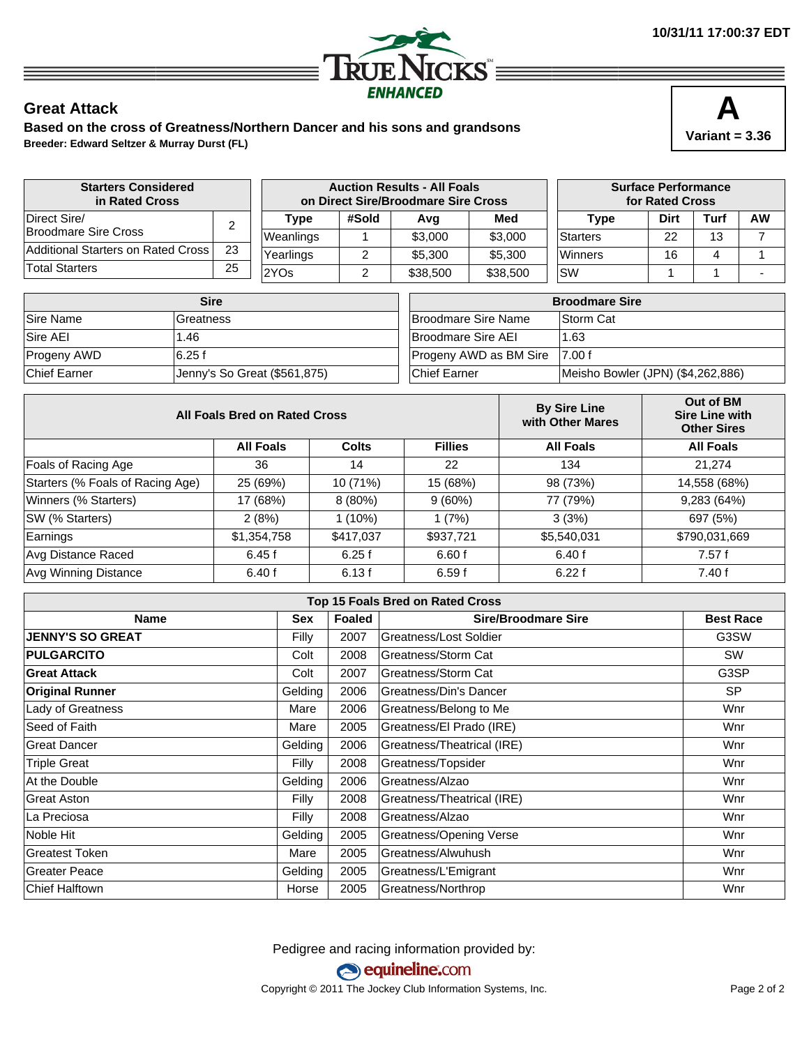10/31/11 17:00:37 EDT

# TRUE NICKS ENHANCED

## Great Attack

**Based on the cross of Greatness/Northern Dancer and his sons and grandsons**

**Breeder: Edward Seltzer & Murray Durst (FL)**

**A**
**Variant = 3.36**

| Starters Considered in Rated Cross | |
|---|---|
| Direct Sire/ Broodmare Sire Cross | 2 |
| Additional Starters on Rated Cross | 23 |
| Total Starters | 25 |

| Auction Results - All Foals on Direct Sire/Broodmare Sire Cross | | | |
|---|---|---|---|
| Type | #Sold | Avg | Med |
| Weanlings | 1 | $3,000 | $3,000 |
| Yearlings | 2 | $5,300 | $5,300 |
| 2YOs | 2 | $38,500 | $38,500 |

| Surface Performance for Rated Cross | | | |
|---|---|---|---|
| Type | Dirt | Turf | AW |
| Starters | 22 | 13 | 7 |
| Winners | 16 | 4 | 1 |
| SW | 1 | 1 | - |

| Sire | |
|---|---|
| Sire Name | Greatness |
| Sire AEI | 1.46 |
| Progeny AWD | 6.25 f |
| Chief Earner | Jenny's So Great ($561,875) |

| Broodmare Sire | |
|---|---|
| Broodmare Sire Name | Storm Cat |
| Broodmare Sire AEI | 1.63 |
| Progeny AWD as BM Sire | 7.00 f |
| Chief Earner | Meisho Bowler (JPN) ($4,262,886) |

| All Foals Bred on Rated Cross | | | | By Sire Line with Other Mares | Out of BM Sire Line with Other Sires |
|---|---|---|---|---|---|
| | All Foals | Colts | Fillies | All Foals | All Foals |
| Foals of Racing Age | 36 | 14 | 22 | 134 | 21,274 |
| Starters (% Foals of Racing Age) | 25 (69%) | 10 (71%) | 15 (68%) | 98 (73%) | 14,558 (68%) |
| Winners (% Starters) | 17 (68%) | 8 (80%) | 9 (60%) | 77 (79%) | 9,283 (64%) |
| SW (% Starters) | 2 (8%) | 1 (10%) | 1 (7%) | 3 (3%) | 697 (5%) |
| Earnings | $1,354,758 | $417,037 | $937,721 | $5,540,031 | $790,031,669 |
| Avg Distance Raced | 6.45 f | 6.25 f | 6.60 f | 6.40 f | 7.57 f |
| Avg Winning Distance | 6.40 f | 6.13 f | 6.59 f | 6.22 f | 7.40 f |

| Top 15 Foals Bred on Rated Cross | | | | |
|---|---|---|---|---|
| Name | Sex | Foaled | Sire/Broodmare Sire | Best Race |
| **JENNY'S SO GREAT** | Filly | 2007 | Greatness/Lost Soldier | G3SW |
| **PULGARCITO** | Colt | 2008 | Greatness/Storm Cat | SW |
| **Great Attack** | Colt | 2007 | Greatness/Storm Cat | G3SP |
| **Original Runner** | Gelding | 2006 | Greatness/Din's Dancer | SP |
| Lady of Greatness | Mare | 2006 | Greatness/Belong to Me | Wnr |
| Seed of Faith | Mare | 2005 | Greatness/El Prado (IRE) | Wnr |
| Great Dancer | Gelding | 2006 | Greatness/Theatrical (IRE) | Wnr |
| Triple Great | Filly | 2008 | Greatness/Topsider | Wnr |
| At the Double | Gelding | 2006 | Greatness/Alzao | Wnr |
| Great Aston | Filly | 2008 | Greatness/Theatrical (IRE) | Wnr |
| La Preciosa | Filly | 2008 | Greatness/Alzao | Wnr |
| Noble Hit | Gelding | 2005 | Greatness/Opening Verse | Wnr |
| Greatest Token | Mare | 2005 | Greatness/Alwuhush | Wnr |
| Greater Peace | Gelding | 2005 | Greatness/L'Emigrant | Wnr |
| Chief Halftown | Horse | 2005 | Greatness/Northrop | Wnr |

Pedigree and racing information provided by:

equineline.com

Copyright © 2011 The Jockey Club Information Systems, Inc.